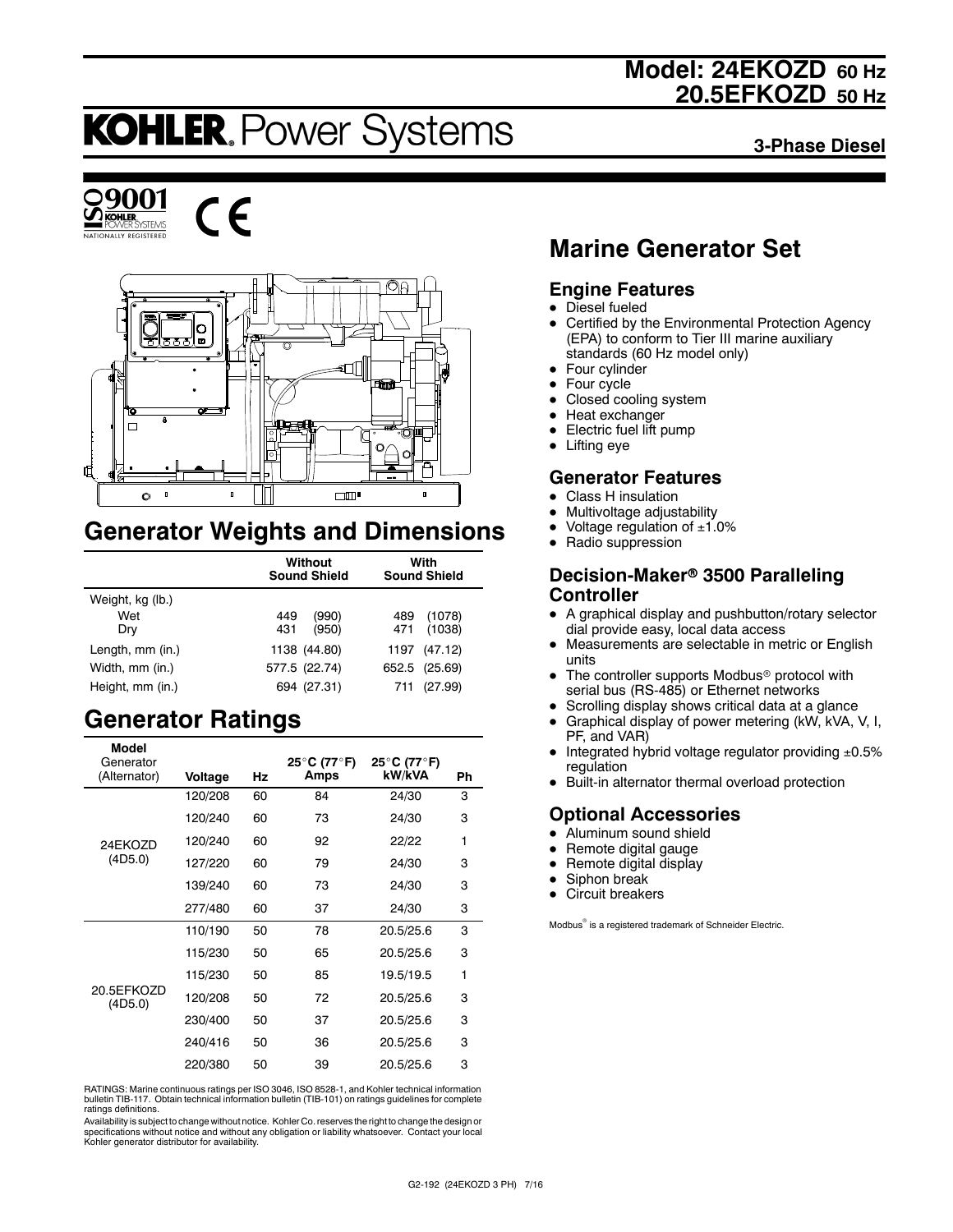# Model: 24EKOZD 60 Hz
# 20.5EFKOZD 50 Hz

**KOHLER** Power Systems

**3-Phase Diesel**

## Marine Generator Set

### Engine Features

- Diesel fueled
- Certified by the Environmental Protection Agency (EPA) to conform to Tier III marine auxiliary standards (60 Hz model only)
- Four cylinder
- Four cycle
- Closed cooling system
- Heat exchanger
- Electric fuel lift pump
- Lifting eye

### Generator Features

- Class H insulation
- Multivoltage adjustability
- Voltage regulation of ±1.0%
- Radio suppression

### Decision-Maker® 3500 Paralleling Controller

- A graphical display and pushbutton/rotary selector dial provide easy, local data access
- Measurements are selectable in metric or English units
- The controller supports Modbus® protocol with serial bus (RS-485) or Ethernet networks
- Scrolling display shows critical data at a glance
- Graphical display of power metering (kW, kVA, V, I, PF, and VAR)
- Integrated hybrid voltage regulator providing ±0.5% regulation
- Built-in alternator thermal overload protection

### Optional Accessories

- Aluminum sound shield
- Remote digital gauge
- Remote digital display
- Siphon break
- Circuit breakers

Modbus® is a registered trademark of Schneider Electric.

## Generator Weights and Dimensions

| | Without Sound Shield | With Sound Shield |
|---|---|---|
| Weight, kg (lb.) | | |
| Wet | 449 (990) | 489 (1078) |
| Dry | 431 (950) | 471 (1038) |
| Length, mm (in.) | 1138 (44.80) | 1197 (47.12) |
| Width, mm (in.) | 577.5 (22.74) | 652.5 (25.69) |
| Height, mm (in.) | 694 (27.31) | 711 (27.99) |

## Generator Ratings

| Model Generator (Alternator) | Voltage | Hz | 25°C (77°F) Amps | 25°C (77°F) kW/kVA | Ph |
|---|---|---|---|---|---|
| 24EKOZD (4D5.0) | 120/208 | 60 | 84 | 24/30 | 3 |
| | 120/240 | 60 | 73 | 24/30 | 3 |
| | 120/240 | 60 | 92 | 22/22 | 1 |
| | 127/220 | 60 | 79 | 24/30 | 3 |
| | 139/240 | 60 | 73 | 24/30 | 3 |
| | 277/480 | 60 | 37 | 24/30 | 3 |
| 20.5EFKOZD (4D5.0) | 110/190 | 50 | 78 | 20.5/25.6 | 3 |
| | 115/230 | 50 | 65 | 20.5/25.6 | 3 |
| | 115/230 | 50 | 85 | 19.5/19.5 | 1 |
| | 120/208 | 50 | 72 | 20.5/25.6 | 3 |
| | 230/400 | 50 | 37 | 20.5/25.6 | 3 |
| | 240/416 | 50 | 36 | 20.5/25.6 | 3 |
| | 220/380 | 50 | 39 | 20.5/25.6 | 3 |

RATINGS: Marine continuous ratings per ISO 3046, ISO 8528-1, and Kohler technical information bulletin TIB-117. Obtain technical information bulletin (TIB-101) on ratings guidelines for complete ratings definitions.

Availability is subject to change without notice. Kohler Co. reserves the right to change the design or specifications without notice and without any obligation or liability whatsoever. Contact your local Kohler generator distributor for availability.

G2-192 (24EKOZD 3 PH) 7/16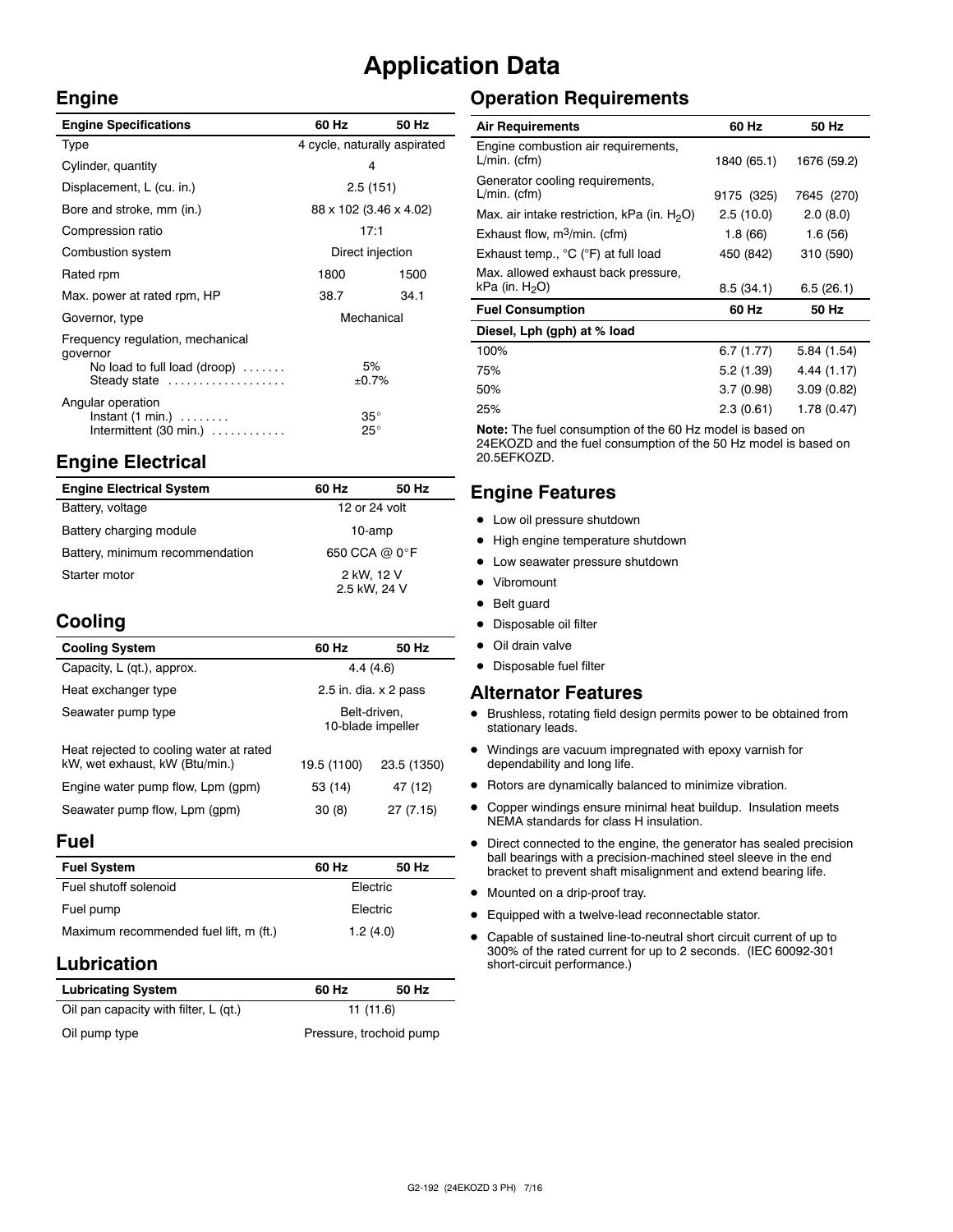# Application Data

## Engine

| Engine Specifications | 60 Hz | 50 Hz |
|---|---|---|
| Type | 4 cycle, naturally aspirated | |
| Cylinder, quantity | 4 | |
| Displacement, L (cu. in.) | 2.5 (151) | |
| Bore and stroke, mm (in.) | 88 x 102 (3.46 x 4.02) | |
| Compression ratio | 17:1 | |
| Combustion system | Direct injection | |
| Rated rpm | 1800 | 1500 |
| Max. power at rated rpm, HP | 38.7 | 34.1 |
| Governor, type | Mechanical | |
| Frequency regulation, mechanical governor | | |
| No load to full load (droop) | 5% | |
| Steady state | ±0.7% | |
| Angular operation | | |
| Instant (1 min.) | 35° | |
| Intermittent (30 min.) | 25° | |

## Engine Electrical

| Engine Electrical System | 60 Hz | 50 Hz |
|---|---|---|
| Battery, voltage | 12 or 24 volt | |
| Battery charging module | 10-amp | |
| Battery, minimum recommendation | 650 CCA @ 0°F | |
| Starter motor | 2 kW, 12 V<br>2.5 kW, 24 V | |

## Cooling

| Cooling System | 60 Hz | 50 Hz |
|---|---|---|
| Capacity, L (qt.), approx. | 4.4 (4.6) | |
| Heat exchanger type | 2.5 in. dia. x 2 pass | |
| Seawater pump type | Belt-driven, 10-blade impeller | |
| Heat rejected to cooling water at rated kW, wet exhaust, kW (Btu/min.) | 19.5 (1100) | 23.5 (1350) |
| Engine water pump flow, Lpm (gpm) | 53 (14) | 47 (12) |
| Seawater pump flow, Lpm (gpm) | 30 (8) | 27 (7.15) |

## Fuel

| Fuel System | 60 Hz | 50 Hz |
|---|---|---|
| Fuel shutoff solenoid | Electric | |
| Fuel pump | Electric | |
| Maximum recommended fuel lift, m (ft.) | 1.2 (4.0) | |

## Lubrication

| Lubricating System | 60 Hz | 50 Hz |
|---|---|---|
| Oil pan capacity with filter, L (qt.) | 11 (11.6) | |
| Oil pump type | Pressure, trochoid pump | |

## Operation Requirements

| Air Requirements | 60 Hz | 50 Hz |
|---|---|---|
| Engine combustion air requirements, L/min. (cfm) | 1840 (65.1) | 1676 (59.2) |
| Generator cooling requirements, L/min. (cfm) | 9175 (325) | 7645 (270) |
| Max. air intake restriction, kPa (in. $H_2O$) | 2.5 (10.0) | 2.0 (8.0) |
| Exhaust flow, $m^3$/min. (cfm) | 1.8 (66) | 1.6 (56) |
| Exhaust temp., °C (°F) at full load | 450 (842) | 310 (590) |
| Max. allowed exhaust back pressure, kPa (in. $H_2O$) | 8.5 (34.1) | 6.5 (26.1) |
| **Fuel Consumption** | **60 Hz** | **50 Hz** |
| **Diesel, Lph (gph) at % load** | | |
| 100% | 6.7 (1.77) | 5.84 (1.54) |
| 75% | 5.2 (1.39) | 4.44 (1.17) |
| 50% | 3.7 (0.98) | 3.09 (0.82) |
| 25% | 2.3 (0.61) | 1.78 (0.47) |

**Note:** The fuel consumption of the 60 Hz model is based on 24EKOZD and the fuel consumption of the 50 Hz model is based on 20.5EFKOZD.

## Engine Features

- Low oil pressure shutdown
- High engine temperature shutdown
- Low seawater pressure shutdown
- Vibromount
- Belt guard
- Disposable oil filter
- Oil drain valve
- Disposable fuel filter

## Alternator Features

- Brushless, rotating field design permits power to be obtained from stationary leads.
- Windings are vacuum impregnated with epoxy varnish for dependability and long life.
- Rotors are dynamically balanced to minimize vibration.
- Copper windings ensure minimal heat buildup. Insulation meets NEMA standards for class H insulation.
- Direct connected to the engine, the generator has sealed precision ball bearings with a precision-machined steel sleeve in the end bracket to prevent shaft misalignment and extend bearing life.
- Mounted on a drip-proof tray.
- Equipped with a twelve-lead reconnectable stator.
- Capable of sustained line-to-neutral short circuit current of up to 300% of the rated current for up to 2 seconds. (IEC 60092-301 short-circuit performance.)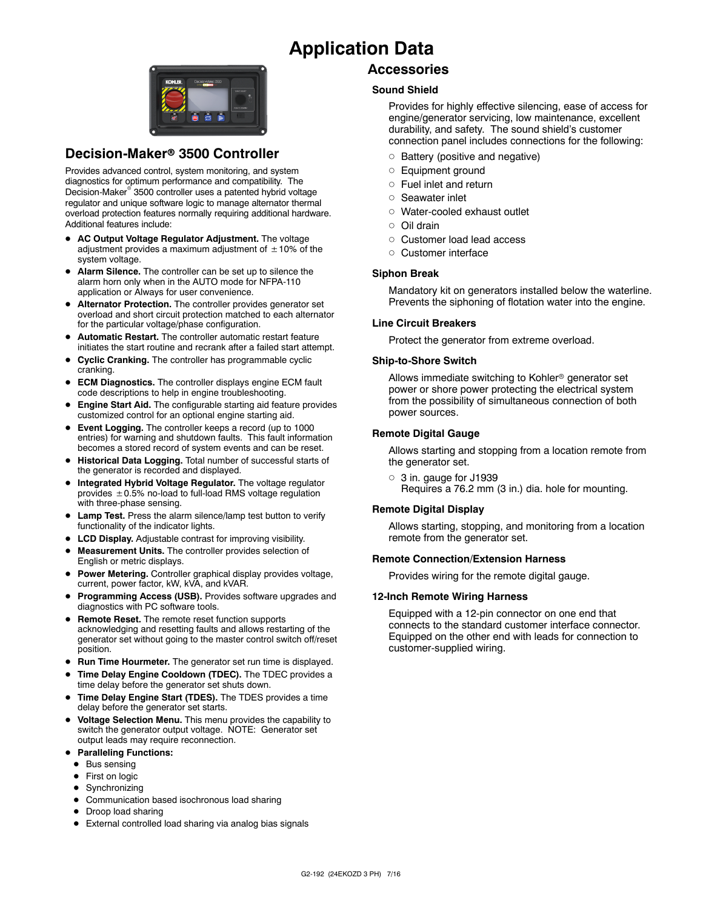# Application Data

## Decision-Maker® 3500 Controller

Provides advanced control, system monitoring, and system diagnostics for optimum performance and compatibility. The Decision-Maker® 3500 controller uses a patented hybrid voltage regulator and unique software logic to manage alternator thermal overload protection features normally requiring additional hardware. Additional features include:

- **AC Output Voltage Regulator Adjustment.** The voltage adjustment provides a maximum adjustment of ±10% of the system voltage.
- **Alarm Silence.** The controller can be set up to silence the alarm horn only when in the AUTO mode for NFPA-110 application or Always for user convenience.
- **Alternator Protection.** The controller provides generator set overload and short circuit protection matched to each alternator for the particular voltage/phase configuration.
- **Automatic Restart.** The controller automatic restart feature initiates the start routine and recrank after a failed start attempt.
- **Cyclic Cranking.** The controller has programmable cyclic cranking.
- **ECM Diagnostics.** The controller displays engine ECM fault code descriptions to help in engine troubleshooting.
- **Engine Start Aid.** The configurable starting aid feature provides customized control for an optional engine starting aid.
- **Event Logging.** The controller keeps a record (up to 1000 entries) for warning and shutdown faults. This fault information becomes a stored record of system events and can be reset.
- **Historical Data Logging.** Total number of successful starts of the generator is recorded and displayed.
- **Integrated Hybrid Voltage Regulator.** The voltage regulator provides ±0.5% no-load to full-load RMS voltage regulation with three-phase sensing.
- **Lamp Test.** Press the alarm silence/lamp test button to verify functionality of the indicator lights.
- **LCD Display.** Adjustable contrast for improving visibility.
- **Measurement Units.** The controller provides selection of English or metric displays.
- **Power Metering.** Controller graphical display provides voltage, current, power factor, kW, kVA, and kVAR.
- **Programming Access (USB).** Provides software upgrades and diagnostics with PC software tools.
- **Remote Reset.** The remote reset function supports acknowledging and resetting faults and allows restarting of the generator set without going to the master control switch off/reset position.
- **Run Time Hourmeter.** The generator set run time is displayed.
- **Time Delay Engine Cooldown (TDEC).** The TDEC provides a time delay before the generator set shuts down.
- **Time Delay Engine Start (TDES).** The TDES provides a time delay before the generator set starts.
- **Voltage Selection Menu.** This menu provides the capability to switch the generator output voltage. NOTE: Generator set output leads may require reconnection.
- **Paralleling Functions:**
  - Bus sensing
  - First on logic
  - Synchronizing
  - Communication based isochronous load sharing
  - Droop load sharing
  - External controlled load sharing via analog bias signals

## Accessories

### Sound Shield

Provides for highly effective silencing, ease of access for engine/generator servicing, low maintenance, excellent durability, and safety. The sound shield's customer connection panel includes connections for the following:

- Battery (positive and negative)
- Equipment ground
- Fuel inlet and return
- Seawater inlet
- Water-cooled exhaust outlet
- Oil drain
- Customer load lead access
- Customer interface

### Siphon Break

Mandatory kit on generators installed below the waterline. Prevents the siphoning of flotation water into the engine.

### Line Circuit Breakers

Protect the generator from extreme overload.

### Ship-to-Shore Switch

Allows immediate switching to Kohler® generator set power or shore power protecting the electrical system from the possibility of simultaneous connection of both power sources.

### Remote Digital Gauge

Allows starting and stopping from a location remote from the generator set.

- 3 in. gauge for J1939
  Requires a 76.2 mm (3 in.) dia. hole for mounting.

### Remote Digital Display

Allows starting, stopping, and monitoring from a location remote from the generator set.

### Remote Connection/Extension Harness

Provides wiring for the remote digital gauge.

### 12-Inch Remote Wiring Harness

Equipped with a 12-pin connector on one end that connects to the standard customer interface connector. Equipped on the other end with leads for connection to customer-supplied wiring.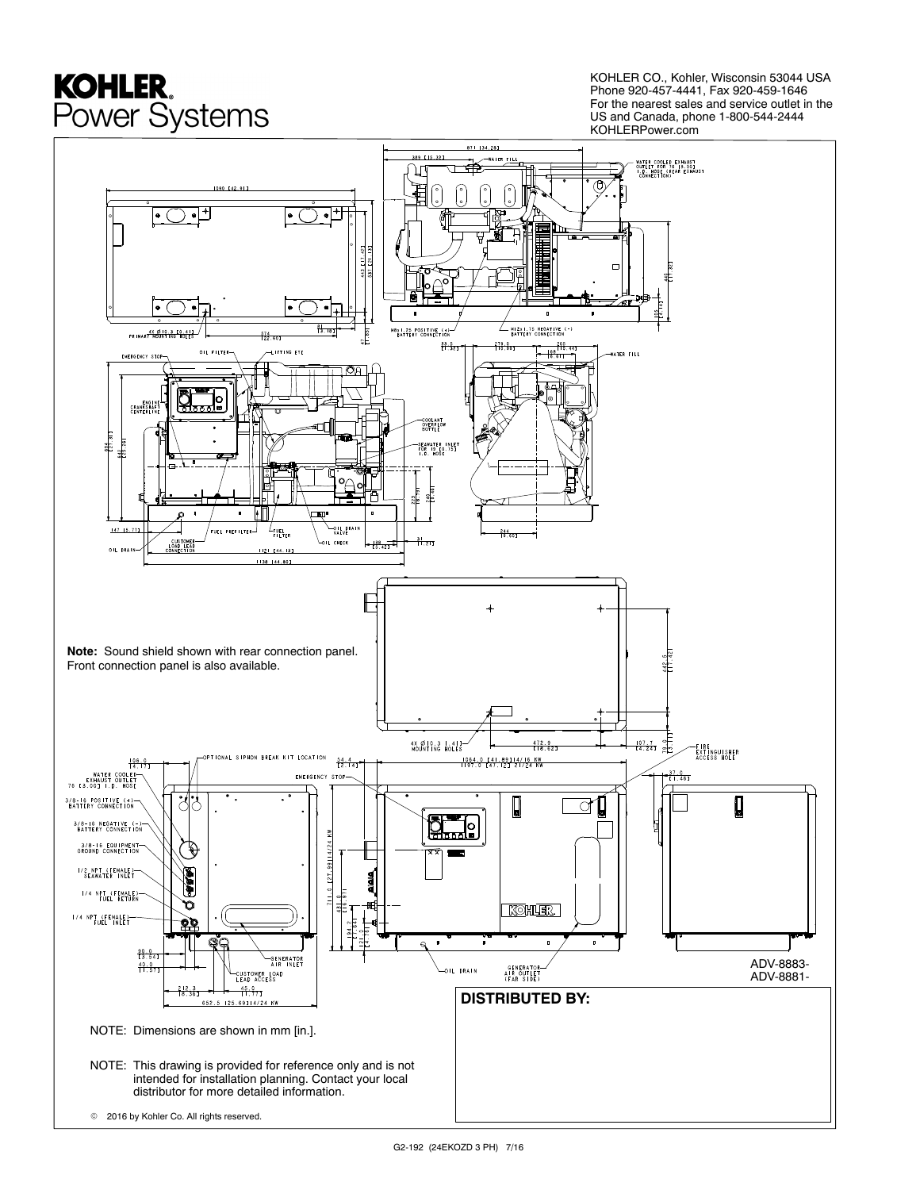KOHLER CO., Kohler, Wisconsin 53044 USA
Phone 920-457-4441, Fax 920-459-1646
For the nearest sales and service outlet in the US and Canada, phone 1-800-544-2444
KOHLERPower.com

**Note:** Sound shield shown with rear connection panel. Front connection panel is also available.

ADV-8883-
ADV-8881-

NOTE: Dimensions are shown in mm [in.].

NOTE: This drawing is provided for reference only and is not intended for installation planning. Contact your local distributor for more detailed information.

**DISTRIBUTED BY:**

© 2016 by Kohler Co. All rights reserved.

G2-192 (24EKOZD 3 PH) 7/16